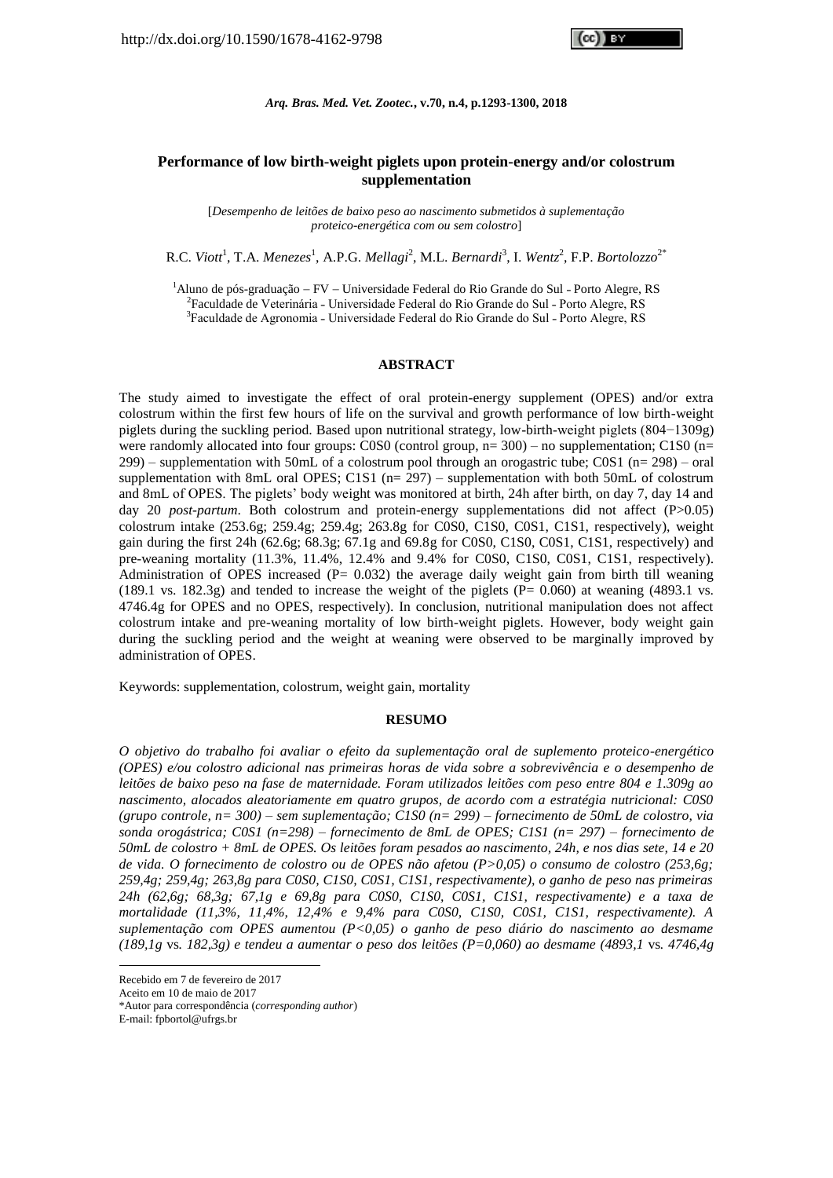http://dx.doi.org/10.1590/1678-4162-9798

# Performance of low birth-weight piglets upon protein-energy and/or colostrum supplementation

[*Desempenho de leitões de baixo peso ao nascimento submetidos à suplementação proteico-energética com ou sem colostro*]

R.C. *Viott*[1], T.A. *Menezes*[1], A.P.G. *Mellagi*[2], M.L. *Bernardi*[3], I. *Wentz*[2], F.P. *Bortolozzo*[2*]

[1]Aluno de pós-graduação – FV – Universidade Federal do Rio Grande do Sul - Porto Alegre, RS
[2]Faculdade de Veterinária - Universidade Federal do Rio Grande do Sul - Porto Alegre, RS
[3]Faculdade de Agronomia - Universidade Federal do Rio Grande do Sul - Porto Alegre, RS

## ABSTRACT

The study aimed to investigate the effect of oral protein-energy supplement (OPES) and/or extra colostrum within the first few hours of life on the survival and growth performance of low birth-weight piglets during the suckling period. Based upon nutritional strategy, low-birth-weight piglets (804−1309g) were randomly allocated into four groups: C0S0 (control group, n= 300) – no supplementation; C1S0 (n= 299) – supplementation with 50mL of a colostrum pool through an orogastric tube; C0S1 (n= 298) – oral supplementation with 8mL oral OPES; C1S1 (n= 297) – supplementation with both 50mL of colostrum and 8mL of OPES. The piglets' body weight was monitored at birth, 24h after birth, on day 7, day 14 and day 20 *post-partum*. Both colostrum and protein-energy supplementations did not affect (P>0.05) colostrum intake (253.6g; 259.4g; 259.4g; 263.8g for C0S0, C1S0, C0S1, C1S1, respectively), weight gain during the first 24h (62.6g; 68.3g; 67.1g and 69.8g for C0S0, C1S0, C0S1, C1S1, respectively) and pre-weaning mortality (11.3%, 11.4%, 12.4% and 9.4% for C0S0, C1S0, C0S1, C1S1, respectively). Administration of OPES increased (P= 0.032) the average daily weight gain from birth till weaning (189.1 vs. 182.3g) and tended to increase the weight of the piglets (P= 0.060) at weaning (4893.1 vs. 4746.4g for OPES and no OPES, respectively). In conclusion, nutritional manipulation does not affect colostrum intake and pre-weaning mortality of low birth-weight piglets. However, body weight gain during the suckling period and the weight at weaning were observed to be marginally improved by administration of OPES.

Keywords: supplementation, colostrum, weight gain, mortality

## RESUMO

*O objetivo do trabalho foi avaliar o efeito da suplementação oral de suplemento proteico-energético (OPES) e/ou colostro adicional nas primeiras horas de vida sobre a sobrevivência e o desempenho de leitões de baixo peso na fase de maternidade. Foram utilizados leitões com peso entre 804 e 1.309g ao nascimento, alocados aleatoriamente em quatro grupos, de acordo com a estratégia nutricional: C0S0 (grupo controle, n= 300) – sem suplementação; C1S0 (n= 299) – fornecimento de 50mL de colostro, via sonda orogástrica; C0S1 (n=298) – fornecimento de 8mL de OPES; C1S1 (n= 297) – fornecimento de 50mL de colostro + 8mL de OPES. Os leitões foram pesados ao nascimento, 24h, e nos dias sete, 14 e 20 de vida. O fornecimento de colostro ou de OPES não afetou (P>0,05) o consumo de colostro (253,6g; 259,4g; 259,4g; 263,8g para C0S0, C1S0, C0S1, C1S1, respectivamente), o ganho de peso nas primeiras 24h (62,6g; 68,3g; 67,1g e 69,8g para C0S0, C1S0, C0S1, C1S1, respectivamente) e a taxa de mortalidade (11,3%, 11,4%, 12,4% e 9,4% para C0S0, C1S0, C0S1, C1S1, respectivamente). A suplementação com OPES aumentou (P<0,05) o ganho de peso diário do nascimento ao desmame (189,1g* vs. *182,3g) e tendeu a aumentar o peso dos leitões (P=0,060) ao desmame (4893,1* vs. *4746,4g*

Recebido em 7 de fevereiro de 2017
Aceito em 10 de maio de 2017
*Autor para correspondência (*corresponding author*)
E-mail: fpbortol@ufrgs.br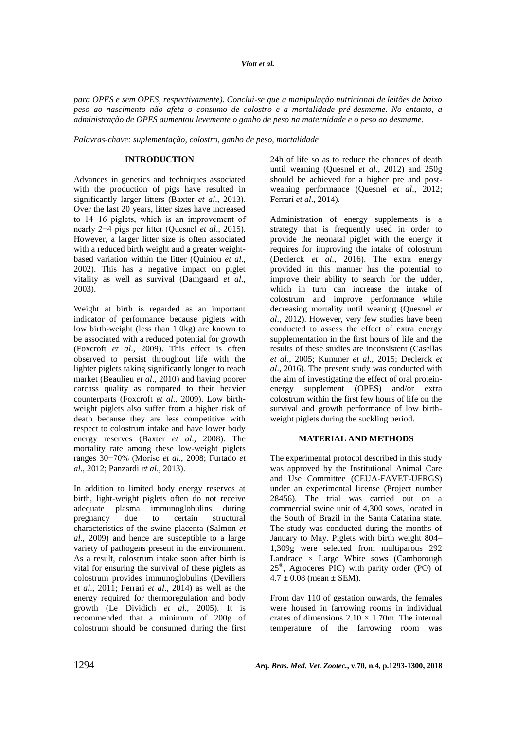*para OPES e sem OPES, respectivamente). Conclui-se que a manipulação nutricional de leitões de baixo peso ao nascimento não afeta o consumo de colostro e a mortalidade pré-desmame. No entanto, a administração de OPES aumentou levemente o ganho de peso na maternidade e o peso ao desmame.*

*Palavras-chave: suplementação, colostro, ganho de peso, mortalidade*

## INTRODUCTION

Advances in genetics and techniques associated with the production of pigs have resulted in significantly larger litters (Baxter *et al*., 2013). Over the last 20 years, litter sizes have increased to 14−16 piglets, which is an improvement of nearly 2−4 pigs per litter (Quesnel *et al*., 2015). However, a larger litter size is often associated with a reduced birth weight and a greater weight-based variation within the litter (Quiniou *et al*., 2002). This has a negative impact on piglet vitality as well as survival (Damgaard *et al*., 2003).

Weight at birth is regarded as an important indicator of performance because piglets with low birth-weight (less than 1.0kg) are known to be associated with a reduced potential for growth (Foxcroft *et al*., 2009). This effect is often observed to persist throughout life with the lighter piglets taking significantly longer to reach market (Beaulieu *et al*., 2010) and having poorer carcass quality as compared to their heavier counterparts (Foxcroft *et al*., 2009). Low birth-weight piglets also suffer from a higher risk of death because they are less competitive with respect to colostrum intake and have lower body energy reserves (Baxter *et al*., 2008). The mortality rate among these low-weight piglets ranges 30−70% (Morise *et al*., 2008; Furtado *et al*., 2012; Panzardi *et al*., 2013).

In addition to limited body energy reserves at birth, light-weight piglets often do not receive adequate plasma immunoglobulins during pregnancy due to certain structural characteristics of the swine placenta (Salmon *et al*., 2009) and hence are susceptible to a large variety of pathogens present in the environment. As a result, colostrum intake soon after birth is vital for ensuring the survival of these piglets as colostrum provides immunoglobulins (Devillers *et al*., 2011; Ferrari *et al*., 2014) as well as the energy required for thermoregulation and body growth (Le Dividich *et al*., 2005). It is recommended that a minimum of 200g of colostrum should be consumed during the first 24h of life so as to reduce the chances of death until weaning (Quesnel *et al*., 2012) and 250g should be achieved for a higher pre and post-weaning performance (Quesnel *et al*., 2012; Ferrari *et al*., 2014).

Administration of energy supplements is a strategy that is frequently used in order to provide the neonatal piglet with the energy it requires for improving the intake of colostrum (Declerck *et al*., 2016). The extra energy provided in this manner has the potential to improve their ability to search for the udder, which in turn can increase the intake of colostrum and improve performance while decreasing mortality until weaning (Quesnel *et al*., 2012). However, very few studies have been conducted to assess the effect of extra energy supplementation in the first hours of life and the results of these studies are inconsistent (Casellas *et al*., 2005; Kummer *et al*., 2015; Declerck *et al*., 2016). The present study was conducted with the aim of investigating the effect of oral protein-energy supplement (OPES) and/or extra colostrum within the first few hours of life on the survival and growth performance of low birth-weight piglets during the suckling period.

## MATERIAL AND METHODS

The experimental protocol described in this study was approved by the Institutional Animal Care and Use Committee (CEUA-FAVET-UFRGS) under an experimental license (Project number 28456). The trial was carried out on a commercial swine unit of 4,300 sows, located in the South of Brazil in the Santa Catarina state. The study was conducted during the months of January to May. Piglets with birth weight 804–1,309g were selected from multiparous 292 Landrace × Large White sows (Camborough 25®, Agroceres PIC) with parity order (PO) of $4.7 \pm 0.08$ (mean ± SEM).

From day 110 of gestation onwards, the females were housed in farrowing rooms in individual crates of dimensions $2.10 \times 1.70$m. The internal temperature of the farrowing room was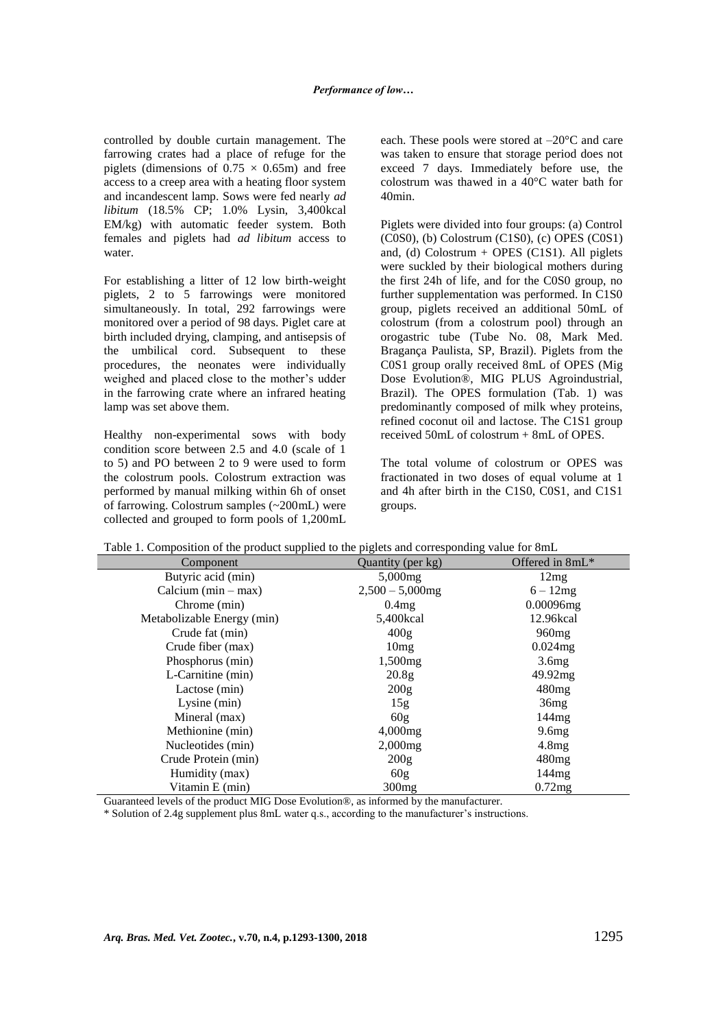controlled by double curtain management. The farrowing crates had a place of refuge for the piglets (dimensions of 0.75 × 0.65m) and free access to a creep area with a heating floor system and incandescent lamp. Sows were fed nearly *ad libitum* (18.5% CP; 1.0% Lysin, 3,400kcal EM/kg) with automatic feeder system. Both females and piglets had *ad libitum* access to water.

For establishing a litter of 12 low birth-weight piglets, 2 to 5 farrowings were monitored simultaneously. In total, 292 farrowings were monitored over a period of 98 days. Piglet care at birth included drying, clamping, and antisepsis of the umbilical cord. Subsequent to these procedures, the neonates were individually weighed and placed close to the mother's udder in the farrowing crate where an infrared heating lamp was set above them.

Healthy non-experimental sows with body condition score between 2.5 and 4.0 (scale of 1 to 5) and PO between 2 to 9 were used to form the colostrum pools. Colostrum extraction was performed by manual milking within 6h of onset of farrowing. Colostrum samples (~200mL) were collected and grouped to form pools of 1,200mL each. These pools were stored at –20°C and care was taken to ensure that storage period does not exceed 7 days. Immediately before use, the colostrum was thawed in a 40°C water bath for 40min.

Piglets were divided into four groups: (a) Control (C0S0), (b) Colostrum (C1S0), (c) OPES (C0S1) and, (d) Colostrum + OPES (C1S1). All piglets were suckled by their biological mothers during the first 24h of life, and for the C0S0 group, no further supplementation was performed. In C1S0 group, piglets received an additional 50mL of colostrum (from a colostrum pool) through an orogastric tube (Tube No. 08, Mark Med. Bragança Paulista, SP, Brazil). Piglets from the C0S1 group orally received 8mL of OPES (Mig Dose Evolution®, MIG PLUS Agroindustrial, Brazil). The OPES formulation (Tab. 1) was predominantly composed of milk whey proteins, refined coconut oil and lactose. The C1S1 group received 50mL of colostrum + 8mL of OPES.

The total volume of colostrum or OPES was fractionated in two doses of equal volume at 1 and 4h after birth in the C1S0, C0S1, and C1S1 groups.

Table 1. Composition of the product supplied to the piglets and corresponding value for 8mL

| Component | Quantity (per kg) | Offered in 8mL* |
|---|---|---|
| Butyric acid (min) | 5,000mg | 12mg |
| Calcium (min – max) | 2,500 – 5,000mg | 6 – 12mg |
| Chrome (min) | 0.4mg | 0.00096mg |
| Metabolizable Energy (min) | 5,400kcal | 12.96kcal |
| Crude fat (min) | 400g | 960mg |
| Crude fiber (max) | 10mg | 0.024mg |
| Phosphorus (min) | 1,500mg | 3.6mg |
| L-Carnitine (min) | 20.8g | 49.92mg |
| Lactose (min) | 200g | 480mg |
| Lysine (min) | 15g | 36mg |
| Mineral (max) | 60g | 144mg |
| Methionine (min) | 4,000mg | 9.6mg |
| Nucleotides (min) | 2,000mg | 4.8mg |
| Crude Protein (min) | 200g | 480mg |
| Humidity (max) | 60g | 144mg |
| Vitamin E (min) | 300mg | 0.72mg |

Guaranteed levels of the product MIG Dose Evolution®, as informed by the manufacturer.

* Solution of 2.4g supplement plus 8mL water q.s., according to the manufacturer's instructions.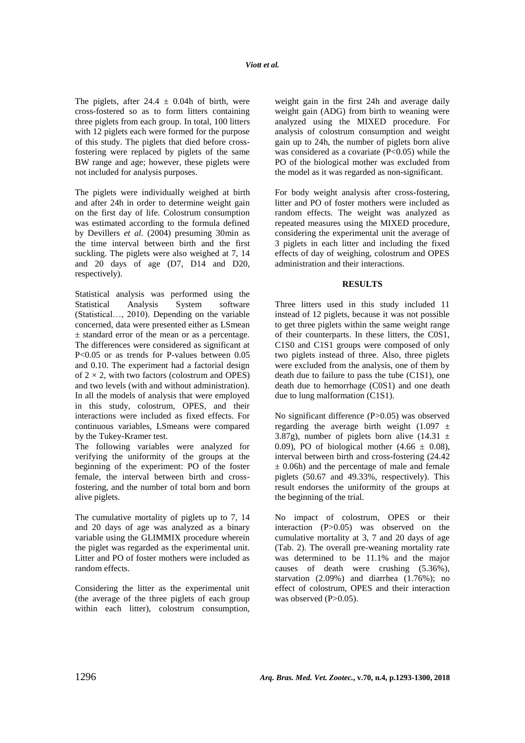The piglets, after $24.4 \pm 0.04$h of birth, were cross-fostered so as to form litters containing three piglets from each group. In total, 100 litters with 12 piglets each were formed for the purpose of this study. The piglets that died before cross-fostering were replaced by piglets of the same BW range and age; however, these piglets were not included for analysis purposes.

The piglets were individually weighed at birth and after 24h in order to determine weight gain on the first day of life. Colostrum consumption was estimated according to the formula defined by Devillers *et al*. (2004) presuming 30min as the time interval between birth and the first suckling. The piglets were also weighed at 7, 14 and 20 days of age (D7, D14 and D20, respectively).

Statistical analysis was performed using the Statistical Analysis System software (Statistical…, 2010). Depending on the variable concerned, data were presented either as LSmean ± standard error of the mean or as a percentage. The differences were considered as significant at $P<0.05$ or as trends for P-values between 0.05 and 0.10. The experiment had a factorial design of $2 \times 2$, with two factors (colostrum and OPES) and two levels (with and without administration). In all the models of analysis that were employed in this study, colostrum, OPES, and their interactions were included as fixed effects. For continuous variables, LSmeans were compared by the Tukey-Kramer test.

The following variables were analyzed for verifying the uniformity of the groups at the beginning of the experiment: PO of the foster female, the interval between birth and cross-fostering, and the number of total born and born alive piglets.

The cumulative mortality of piglets up to 7, 14 and 20 days of age was analyzed as a binary variable using the GLIMMIX procedure wherein the piglet was regarded as the experimental unit. Litter and PO of foster mothers were included as random effects.

Considering the litter as the experimental unit (the average of the three piglets of each group within each litter), colostrum consumption, weight gain in the first 24h and average daily weight gain (ADG) from birth to weaning were analyzed using the MIXED procedure. For analysis of colostrum consumption and weight gain up to 24h, the number of piglets born alive was considered as a covariate ($P<0.05$) while the PO of the biological mother was excluded from the model as it was regarded as non-significant.

For body weight analysis after cross-fostering, litter and PO of foster mothers were included as random effects. The weight was analyzed as repeated measures using the MIXED procedure, considering the experimental unit the average of 3 piglets in each litter and including the fixed effects of day of weighing, colostrum and OPES administration and their interactions.

## RESULTS

Three litters used in this study included 11 instead of 12 piglets, because it was not possible to get three piglets within the same weight range of their counterparts. In these litters, the C0S1, C1S0 and C1S1 groups were composed of only two piglets instead of three. Also, three piglets were excluded from the analysis, one of them by death due to failure to pass the tube (C1S1), one death due to hemorrhage (C0S1) and one death due to lung malformation (C1S1).

No significant difference ($P>0.05$) was observed regarding the average birth weight ($1.097 \pm 3.87$g), number of piglets born alive ($14.31 \pm 0.09$), PO of biological mother ($4.66 \pm 0.08$), interval between birth and cross-fostering ($24.42 \pm 0.06$h) and the percentage of male and female piglets (50.67 and 49.33%, respectively). This result endorses the uniformity of the groups at the beginning of the trial.

No impact of colostrum, OPES or their interaction ($P>0.05$) was observed on the cumulative mortality at 3, 7 and 20 days of age (Tab. 2). The overall pre-weaning mortality rate was determined to be 11.1% and the major causes of death were crushing (5.36%), starvation (2.09%) and diarrhea (1.76%); no effect of colostrum, OPES and their interaction was observed ($P>0.05$).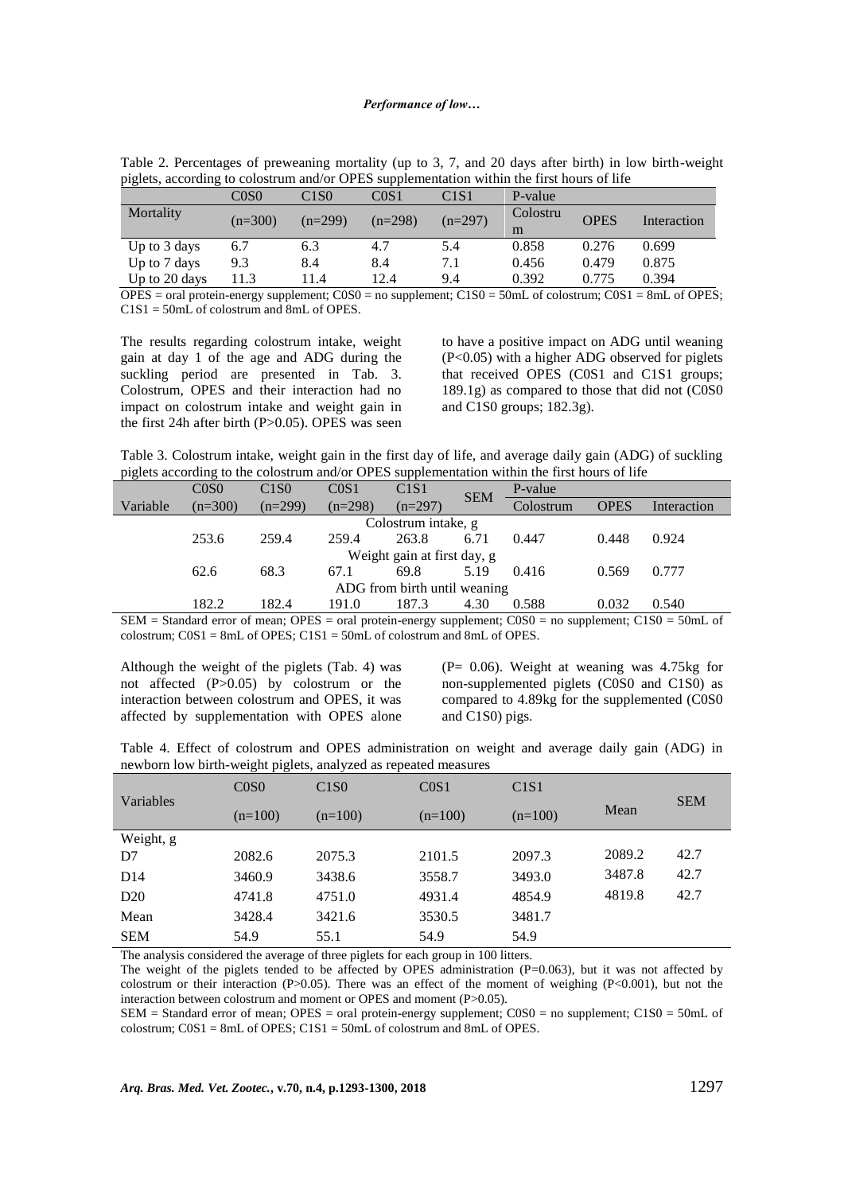Table 2. Percentages of preweaning mortality (up to 3, 7, and 20 days after birth) in low birth-weight piglets, according to colostrum and/or OPES supplementation within the first hours of life

| Mortality | C0S0 (n=300) | C1S0 (n=299) | C0S1 (n=298) | C1S1 (n=297) | P-value Colostrum | OPES | Interaction |
|---|---|---|---|---|---|---|---|
| Up to 3 days | 6.7 | 6.3 | 4.7 | 5.4 | 0.858 | 0.276 | 0.699 |
| Up to 7 days | 9.3 | 8.4 | 8.4 | 7.1 | 0.456 | 0.479 | 0.875 |
| Up to 20 days | 11.3 | 11.4 | 12.4 | 9.4 | 0.392 | 0.775 | 0.394 |

OPES = oral protein-energy supplement; C0S0 = no supplement; C1S0 = 50mL of colostrum; C0S1 = 8mL of OPES; C1S1 = 50mL of colostrum and 8mL of OPES.

The results regarding colostrum intake, weight gain at day 1 of the age and ADG during the suckling period are presented in Tab. 3. Colostrum, OPES and their interaction had no impact on colostrum intake and weight gain in the first 24h after birth (P>0.05). OPES was seen to have a positive impact on ADG until weaning (P<0.05) with a higher ADG observed for piglets that received OPES (C0S1 and C1S1 groups; 189.1g) as compared to those that did not (C0S0 and C1S0 groups; 182.3g).

Table 3. Colostrum intake, weight gain in the first day of life, and average daily gain (ADG) of suckling piglets according to the colostrum and/or OPES supplementation within the first hours of life

| Variable | C0S0 (n=300) | C1S0 (n=299) | C0S1 (n=298) | C1S1 (n=297) | SEM | P-value Colostrum | OPES | Interaction |
|---|---|---|---|---|---|---|---|---|
| | Colostrum intake, g | | | | | | | |
| | 253.6 | 259.4 | 259.4 | 263.8 | 6.71 | 0.447 | 0.448 | 0.924 |
| | Weight gain at first day, g | | | | | | | |
| | 62.6 | 68.3 | 67.1 | 69.8 | 5.19 | 0.416 | 0.569 | 0.777 |
| | ADG from birth until weaning | | | | | | | |
| | 182.2 | 182.4 | 191.0 | 187.3 | 4.30 | 0.588 | 0.032 | 0.540 |

SEM = Standard error of mean; OPES = oral protein-energy supplement; C0S0 = no supplement; C1S0 = 50mL of colostrum; C0S1 = 8mL of OPES; C1S1 = 50mL of colostrum and 8mL of OPES.

Although the weight of the piglets (Tab. 4) was not affected (P>0.05) by colostrum or the interaction between colostrum and OPES, it was affected by supplementation with OPES alone (P= 0.06). Weight at weaning was 4.75kg for non-supplemented piglets (C0S0 and C1S0) as compared to 4.89kg for the supplemented (C0S0 and C1S0) pigs.

Table 4. Effect of colostrum and OPES administration on weight and average daily gain (ADG) in newborn low birth-weight piglets, analyzed as repeated measures

| Variables | C0S0 (n=100) | C1S0 (n=100) | C0S1 (n=100) | C1S1 (n=100) | Mean | SEM |
|---|---|---|---|---|---|---|
| Weight, g | | | | | | |
| D7 | 2082.6 | 2075.3 | 2101.5 | 2097.3 | 2089.2 | 42.7 |
| D14 | 3460.9 | 3438.6 | 3558.7 | 3493.0 | 3487.8 | 42.7 |
| D20 | 4741.8 | 4751.0 | 4931.4 | 4854.9 | 4819.8 | 42.7 |
| Mean | 3428.4 | 3421.6 | 3530.5 | 3481.7 | | |
| SEM | 54.9 | 55.1 | 54.9 | 54.9 | | |

The analysis considered the average of three piglets for each group in 100 litters.

The weight of the piglets tended to be affected by OPES administration (P=0.063), but it was not affected by colostrum or their interaction (P>0.05). There was an effect of the moment of weighing (P<0.001), but not the interaction between colostrum and moment or OPES and moment (P>0.05).

SEM = Standard error of mean; OPES = oral protein-energy supplement; C0S0 = no supplement; C1S0 = 50mL of colostrum; C0S1 = 8mL of OPES; C1S1 = 50mL of colostrum and 8mL of OPES.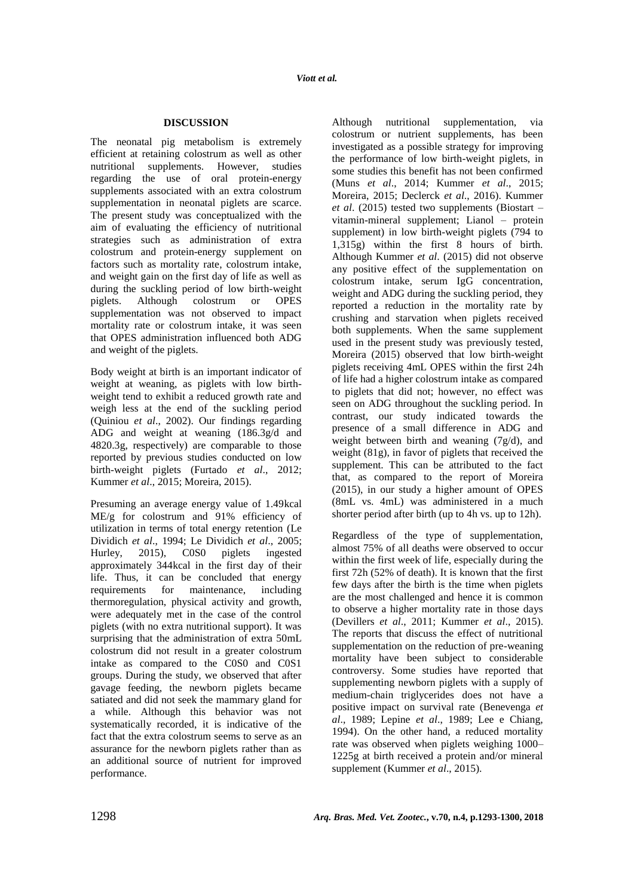## DISCUSSION

The neonatal pig metabolism is extremely efficient at retaining colostrum as well as other nutritional supplements. However, studies regarding the use of oral protein-energy supplements associated with an extra colostrum supplementation in neonatal piglets are scarce. The present study was conceptualized with the aim of evaluating the efficiency of nutritional strategies such as administration of extra colostrum and protein-energy supplement on factors such as mortality rate, colostrum intake, and weight gain on the first day of life as well as during the suckling period of low birth-weight piglets. Although colostrum or OPES supplementation was not observed to impact mortality rate or colostrum intake, it was seen that OPES administration influenced both ADG and weight of the piglets.

Body weight at birth is an important indicator of weight at weaning, as piglets with low birth-weight tend to exhibit a reduced growth rate and weigh less at the end of the suckling period (Quiniou *et al*., 2002). Our findings regarding ADG and weight at weaning (186.3g/d and 4820.3g, respectively) are comparable to those reported by previous studies conducted on low birth-weight piglets (Furtado *et al*., 2012; Kummer *et al*., 2015; Moreira, 2015).

Presuming an average energy value of 1.49kcal ME/g for colostrum and 91% efficiency of utilization in terms of total energy retention (Le Dividich *et al*., 1994; Le Dividich *et al*., 2005; Hurley, 2015), C0S0 piglets ingested approximately 344kcal in the first day of their life. Thus, it can be concluded that energy requirements for maintenance, including thermoregulation, physical activity and growth, were adequately met in the case of the control piglets (with no extra nutritional support). It was surprising that the administration of extra 50mL colostrum did not result in a greater colostrum intake as compared to the C0S0 and C0S1 groups. During the study, we observed that after gavage feeding, the newborn piglets became satiated and did not seek the mammary gland for a while. Although this behavior was not systematically recorded, it is indicative of the fact that the extra colostrum seems to serve as an assurance for the newborn piglets rather than as an additional source of nutrient for improved performance.

Although nutritional supplementation, via colostrum or nutrient supplements, has been investigated as a possible strategy for improving the performance of low birth-weight piglets, in some studies this benefit has not been confirmed (Muns *et al*., 2014; Kummer *et al*., 2015; Moreira, 2015; Declerck *et al*., 2016). Kummer *et al*. (2015) tested two supplements (Biostart – vitamin-mineral supplement; Lianol – protein supplement) in low birth-weight piglets (794 to 1,315g) within the first 8 hours of birth. Although Kummer *et al*. (2015) did not observe any positive effect of the supplementation on colostrum intake, serum IgG concentration, weight and ADG during the suckling period, they reported a reduction in the mortality rate by crushing and starvation when piglets received both supplements. When the same supplement used in the present study was previously tested, Moreira (2015) observed that low birth-weight piglets receiving 4mL OPES within the first 24h of life had a higher colostrum intake as compared to piglets that did not; however, no effect was seen on ADG throughout the suckling period. In contrast, our study indicated towards the presence of a small difference in ADG and weight between birth and weaning (7g/d), and weight (81g), in favor of piglets that received the supplement. This can be attributed to the fact that, as compared to the report of Moreira (2015), in our study a higher amount of OPES (8mL vs. 4mL) was administered in a much shorter period after birth (up to 4h vs. up to 12h).

Regardless of the type of supplementation, almost 75% of all deaths were observed to occur within the first week of life, especially during the first 72h (52% of death). It is known that the first few days after the birth is the time when piglets are the most challenged and hence it is common to observe a higher mortality rate in those days (Devillers *et al*., 2011; Kummer *et al*., 2015). The reports that discuss the effect of nutritional supplementation on the reduction of pre-weaning mortality have been subject to considerable controversy. Some studies have reported that supplementing newborn piglets with a supply of medium-chain triglycerides does not have a positive impact on survival rate (Benevenga *et al*., 1989; Lepine *et al*., 1989; Lee e Chiang, 1994). On the other hand, a reduced mortality rate was observed when piglets weighing 1000–1225g at birth received a protein and/or mineral supplement (Kummer *et al*., 2015).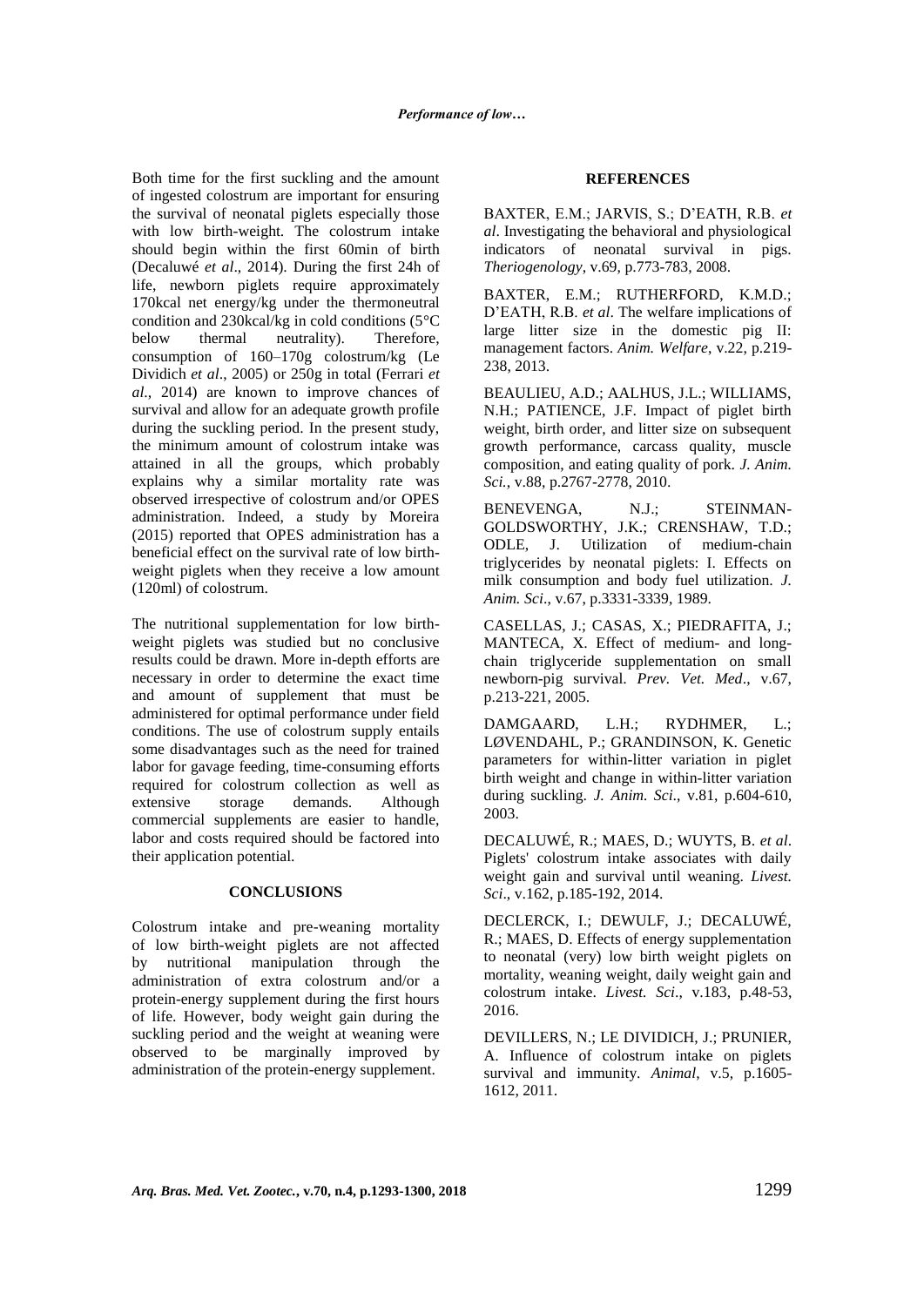Both time for the first suckling and the amount of ingested colostrum are important for ensuring the survival of neonatal piglets especially those with low birth-weight. The colostrum intake should begin within the first 60min of birth (Decaluwé *et al*., 2014). During the first 24h of life, newborn piglets require approximately 170kcal net energy/kg under the thermoneutral condition and 230kcal/kg in cold conditions (5°C below thermal neutrality). Therefore, consumption of 160–170g colostrum/kg (Le Dividich *et al*., 2005) or 250g in total (Ferrari *et al*., 2014) are known to improve chances of survival and allow for an adequate growth profile during the suckling period. In the present study, the minimum amount of colostrum intake was attained in all the groups, which probably explains why a similar mortality rate was observed irrespective of colostrum and/or OPES administration. Indeed, a study by Moreira (2015) reported that OPES administration has a beneficial effect on the survival rate of low birth-weight piglets when they receive a low amount (120ml) of colostrum.

The nutritional supplementation for low birth-weight piglets was studied but no conclusive results could be drawn. More in-depth efforts are necessary in order to determine the exact time and amount of supplement that must be administered for optimal performance under field conditions. The use of colostrum supply entails some disadvantages such as the need for trained labor for gavage feeding, time-consuming efforts required for colostrum collection as well as extensive storage demands. Although commercial supplements are easier to handle, labor and costs required should be factored into their application potential.

## CONCLUSIONS

Colostrum intake and pre-weaning mortality of low birth-weight piglets are not affected by nutritional manipulation through the administration of extra colostrum and/or a protein-energy supplement during the first hours of life. However, body weight gain during the suckling period and the weight at weaning were observed to be marginally improved by administration of the protein-energy supplement.

## REFERENCES

BAXTER, E.M.; JARVIS, S.; D'EATH, R.B. *et al*. Investigating the behavioral and physiological indicators of neonatal survival in pigs. *Theriogenology*, v.69, p.773-783, 2008.

BAXTER, E.M.; RUTHERFORD, K.M.D.; D'EATH, R.B. *et al*. The welfare implications of large litter size in the domestic pig II: management factors. *Anim. Welfare*, v.22, p.219-238, 2013.

BEAULIEU, A.D.; AALHUS, J.L.; WILLIAMS, N.H.; PATIENCE, J.F. Impact of piglet birth weight, birth order, and litter size on subsequent growth performance, carcass quality, muscle composition, and eating quality of pork. *J. Anim. Sci.*, v.88, p.2767-2778, 2010.

BENEVENGA, N.J.; STEINMAN-GOLDSWORTHY, J.K.; CRENSHAW, T.D.; ODLE, J. Utilization of medium-chain triglycerides by neonatal piglets: I. Effects on milk consumption and body fuel utilization. *J. Anim. Sci*., v.67, p.3331-3339, 1989.

CASELLAS, J.; CASAS, X.; PIEDRAFITA, J.; MANTECA, X. Effect of medium- and long-chain triglyceride supplementation on small newborn-pig survival. *Prev. Vet. Med*., v.67, p.213-221, 2005.

DAMGAARD, L.H.; RYDHMER, L.; LØVENDAHL, P.; GRANDINSON, K. Genetic parameters for within-litter variation in piglet birth weight and change in within-litter variation during suckling. *J. Anim. Sci*., v.81, p.604-610, 2003.

DECALUWÉ, R.; MAES, D.; WUYTS, B. *et al*. Piglets' colostrum intake associates with daily weight gain and survival until weaning. *Livest. Sci*., v.162, p.185-192, 2014.

DECLERCK, I.; DEWULF, J.; DECALUWÉ, R.; MAES, D. Effects of energy supplementation to neonatal (very) low birth weight piglets on mortality, weaning weight, daily weight gain and colostrum intake. *Livest. Sci*., v.183, p.48-53, 2016.

DEVILLERS, N.; LE DIVIDICH, J.; PRUNIER, A. Influence of colostrum intake on piglets survival and immunity. *Animal*, v.5, p.1605-1612, 2011.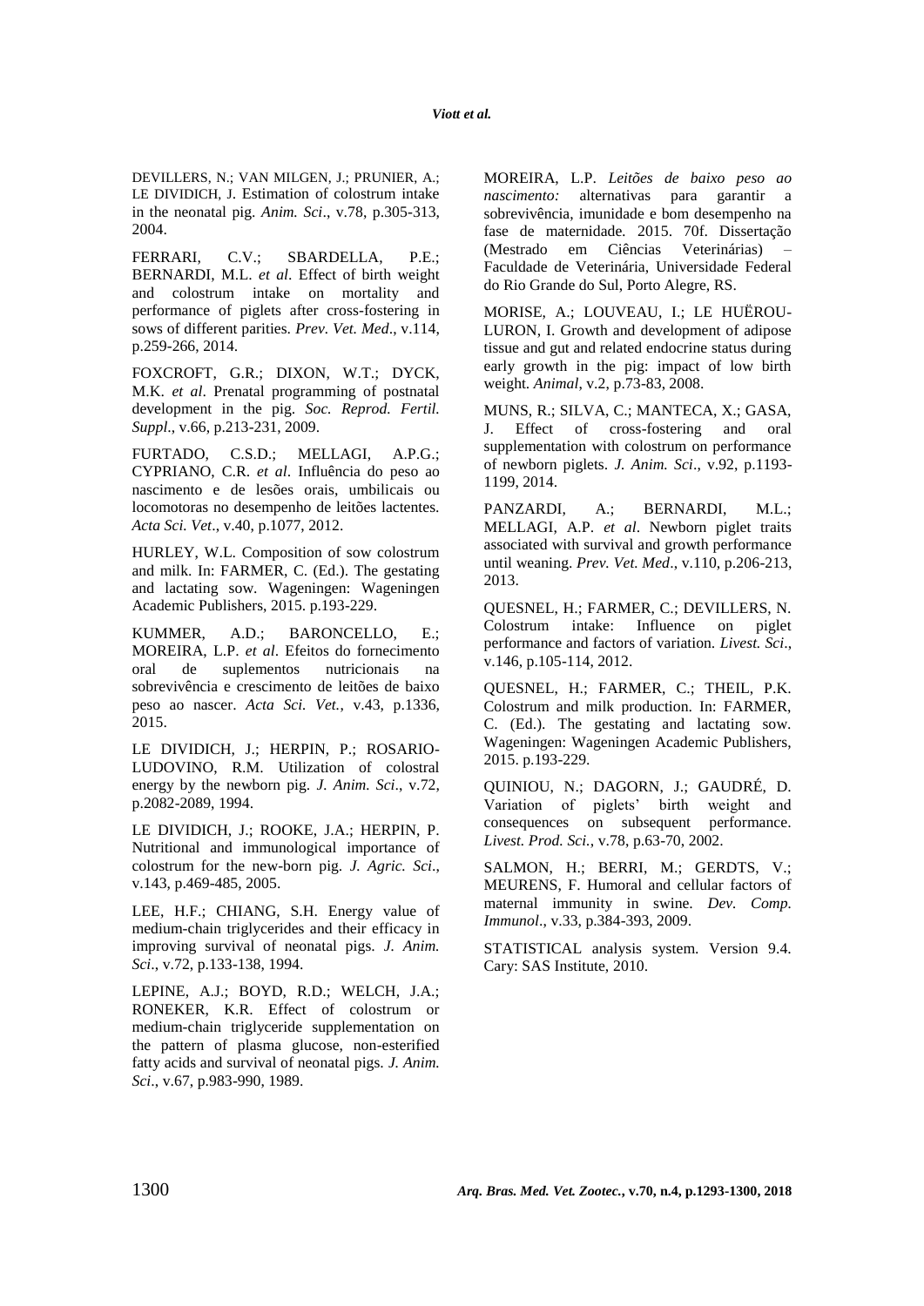DEVILLERS, N.; VAN MILGEN, J.; PRUNIER, A.; LE DIVIDICH, J. Estimation of colostrum intake in the neonatal pig. *Anim. Sci*., v.78, p.305-313, 2004.

FERRARI, C.V.; SBARDELLA, P.E.; BERNARDI, M.L. *et al*. Effect of birth weight and colostrum intake on mortality and performance of piglets after cross-fostering in sows of different parities. *Prev. Vet. Med*., v.114, p.259-266, 2014.

FOXCROFT, G.R.; DIXON, W.T.; DYCK, M.K. *et al*. Prenatal programming of postnatal development in the pig. *Soc. Reprod. Fertil. Suppl*., v.66, p.213-231, 2009.

FURTADO, C.S.D.; MELLAGI, A.P.G.; CYPRIANO, C.R. *et al*. Influência do peso ao nascimento e de lesões orais, umbilicais ou locomotoras no desempenho de leitões lactentes. *Acta Sci. Vet*., v.40, p.1077, 2012.

HURLEY, W.L. Composition of sow colostrum and milk. In: FARMER, C. (Ed.). The gestating and lactating sow. Wageningen: Wageningen Academic Publishers, 2015. p.193-229.

KUMMER, A.D.; BARONCELLO, E.; MOREIRA, L.P. *et al*. Efeitos do fornecimento oral de suplementos nutricionais na sobrevivência e crescimento de leitões de baixo peso ao nascer. *Acta Sci. Vet.*, v.43, p.1336, 2015.

LE DIVIDICH, J.; HERPIN, P.; ROSARIO-LUDOVINO, R.M. Utilization of colostral energy by the newborn pig. *J. Anim. Sci*., v.72, p.2082-2089, 1994.

LE DIVIDICH, J.; ROOKE, J.A.; HERPIN, P. Nutritional and immunological importance of colostrum for the new-born pig. *J. Agric. Sci*., v.143, p.469-485, 2005.

LEE, H.F.; CHIANG, S.H. Energy value of medium-chain triglycerides and their efficacy in improving survival of neonatal pigs. *J. Anim. Sci*., v.72, p.133-138, 1994.

LEPINE, A.J.; BOYD, R.D.; WELCH, J.A.; RONEKER, K.R. Effect of colostrum or medium-chain triglyceride supplementation on the pattern of plasma glucose, non-esterified fatty acids and survival of neonatal pigs. *J. Anim. Sci*., v.67, p.983-990, 1989.

MOREIRA, L.P. *Leitões de baixo peso ao nascimento:* alternativas para garantir a sobrevivência, imunidade e bom desempenho na fase de maternidade. 2015. 70f. Dissertação (Mestrado em Ciências Veterinárias) – Faculdade de Veterinária, Universidade Federal do Rio Grande do Sul, Porto Alegre, RS.

MORISE, A.; LOUVEAU, I.; LE HUËROU-LURON, I. Growth and development of adipose tissue and gut and related endocrine status during early growth in the pig: impact of low birth weight. *Animal*, v.2, p.73-83, 2008.

MUNS, R.; SILVA, C.; MANTECA, X.; GASA, J. Effect of cross-fostering and oral supplementation with colostrum on performance of newborn piglets. *J. Anim. Sci*., v.92, p.1193-1199, 2014.

PANZARDI, A.; BERNARDI, M.L.; MELLAGI, A.P. *et al*. Newborn piglet traits associated with survival and growth performance until weaning. *Prev. Vet. Med*., v.110, p.206-213, 2013.

QUESNEL, H.; FARMER, C.; DEVILLERS, N. Colostrum intake: Influence on piglet performance and factors of variation. *Livest. Sci*., v.146, p.105-114, 2012.

QUESNEL, H.; FARMER, C.; THEIL, P.K. Colostrum and milk production. In: FARMER, C. (Ed.). The gestating and lactating sow. Wageningen: Wageningen Academic Publishers, 2015. p.193-229.

QUINIOU, N.; DAGORN, J.; GAUDRÉ, D. Variation of piglets' birth weight and consequences on subsequent performance. *Livest. Prod. Sci.*, v.78, p.63-70, 2002.

SALMON, H.; BERRI, M.; GERDTS, V.; MEURENS, F. Humoral and cellular factors of maternal immunity in swine. *Dev. Comp. Immunol*., v.33, p.384-393, 2009.

STATISTICAL analysis system. Version 9.4. Cary: SAS Institute, 2010.